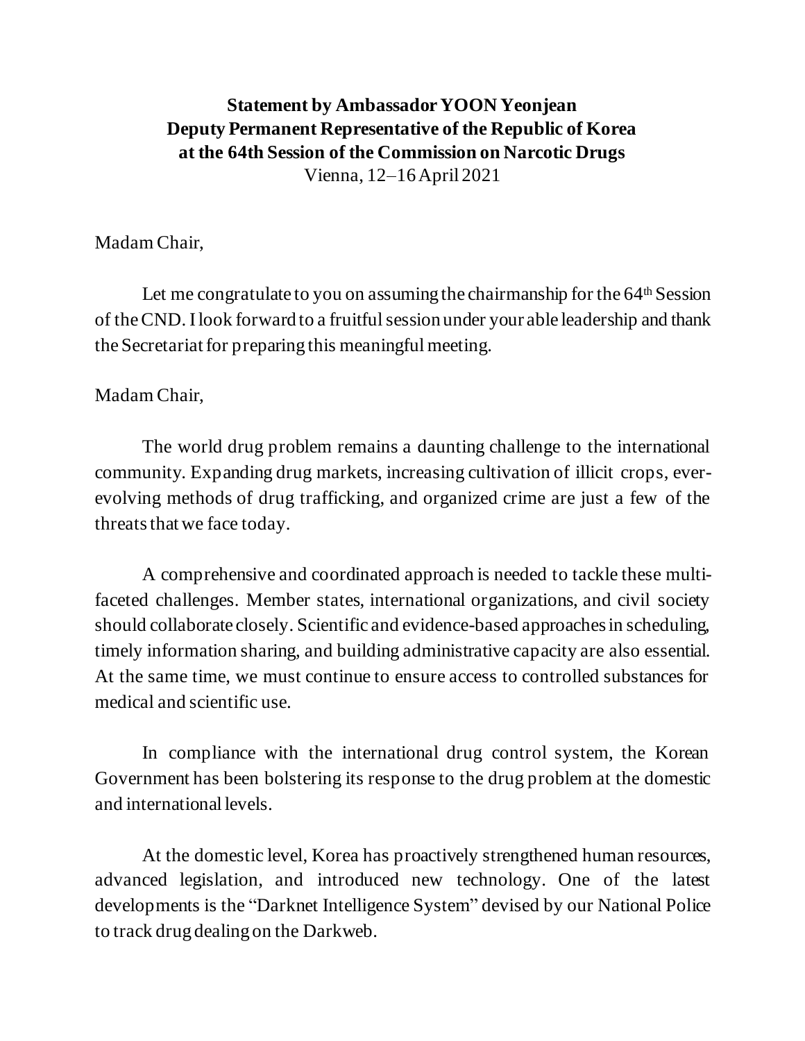**Statement by Ambassador YOON Yeonjean**
**Deputy Permanent Representative of the Republic of Korea**
**at the 64th Session of the Commission on Narcotic Drugs**
Vienna, 12–16 April 2021

Madam Chair,

Let me congratulate to you on assuming the chairmanship for the 64th Session of the CND. I look forward to a fruitful session under your able leadership and thank the Secretariat for preparing this meaningful meeting.

Madam Chair,

The world drug problem remains a daunting challenge to the international community. Expanding drug markets, increasing cultivation of illicit crops, ever-evolving methods of drug trafficking, and organized crime are just a few of the threats that we face today.

A comprehensive and coordinated approach is needed to tackle these multi-faceted challenges. Member states, international organizations, and civil society should collaborate closely. Scientific and evidence-based approaches in scheduling, timely information sharing, and building administrative capacity are also essential. At the same time, we must continue to ensure access to controlled substances for medical and scientific use.

In compliance with the international drug control system, the Korean Government has been bolstering its response to the drug problem at the domestic and international levels.

At the domestic level, Korea has proactively strengthened human resources, advanced legislation, and introduced new technology. One of the latest developments is the "Darknet Intelligence System" devised by our National Police to track drug dealing on the Darkweb.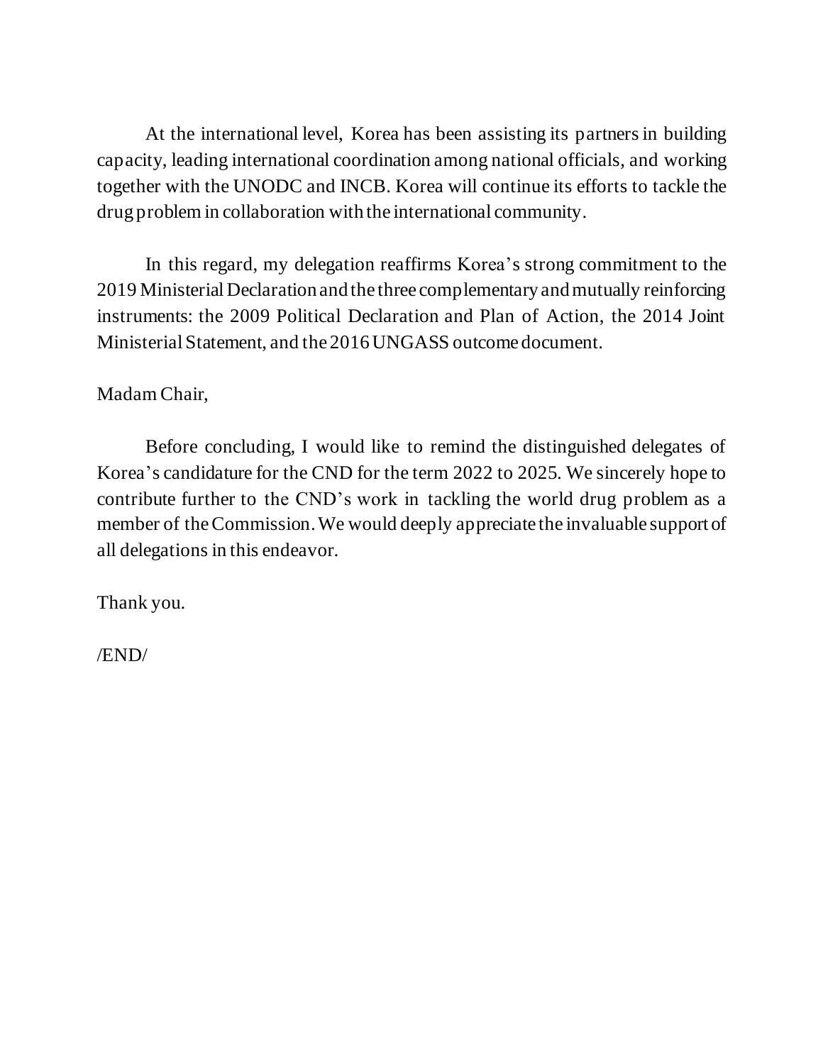At the international level, Korea has been assisting its partners in building capacity, leading international coordination among national officials, and working together with the UNODC and INCB. Korea will continue its efforts to tackle the drug problem in collaboration with the international community.

In this regard, my delegation reaffirms Korea's strong commitment to the 2019 Ministerial Declaration and the three complementary and mutually reinforcing instruments: the 2009 Political Declaration and Plan of Action, the 2014 Joint Ministerial Statement, and the 2016 UNGASS outcome document.

Madam Chair,

Before concluding, I would like to remind the distinguished delegates of Korea's candidature for the CND for the term 2022 to 2025. We sincerely hope to contribute further to the CND's work in tackling the world drug problem as a member of the Commission. We would deeply appreciate the invaluable support of all delegations in this endeavor.

Thank you.

/END/